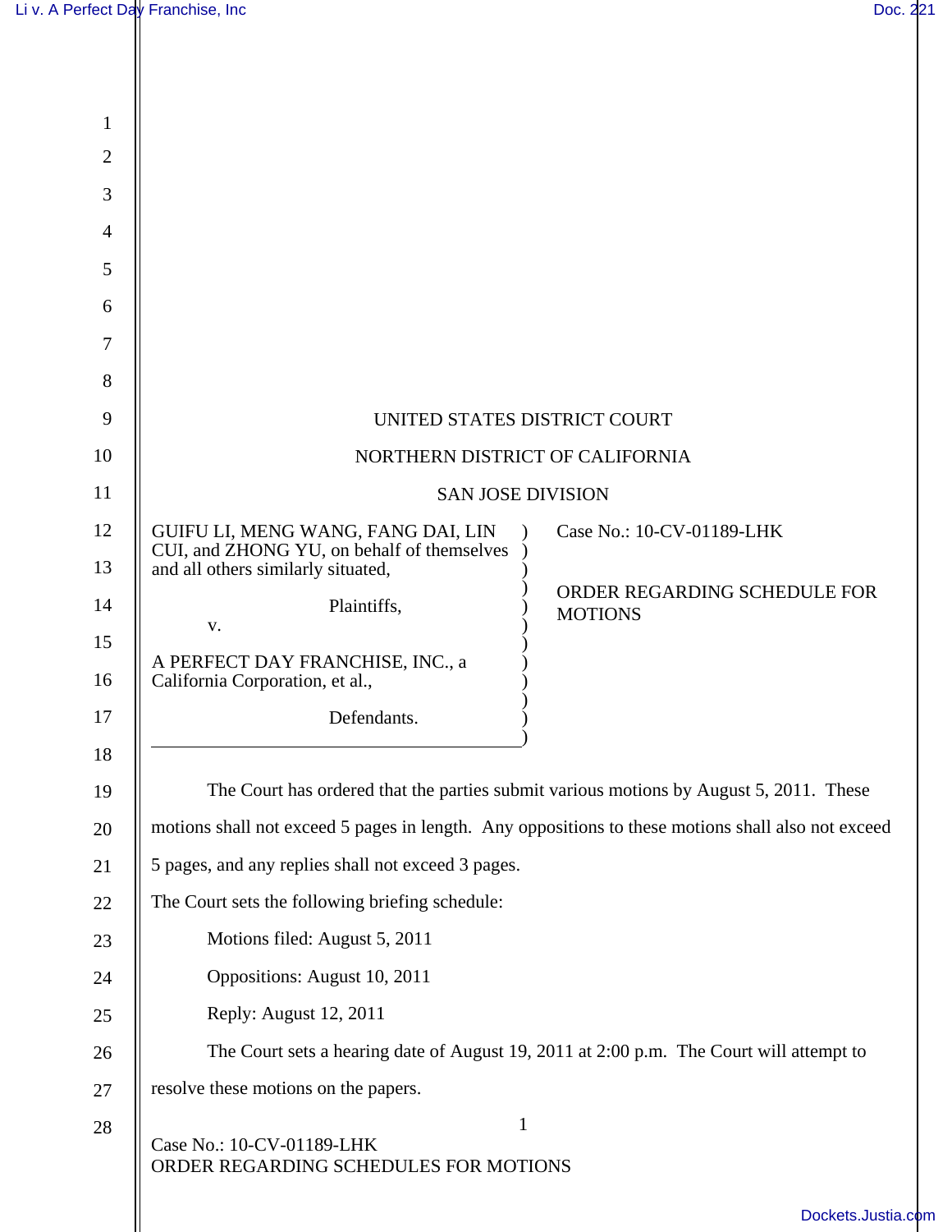UNITED STATES DISTRICT COURT

NORTHERN DISTRICT OF CALIFORNIA

SAN JOSE DIVISION

GUIFU LI, MENG WANG, FANG DAI, LIN CUI, and ZHONG YU, on behalf of themselves and all others similarly situated,

Plaintiffs,

v.

A PERFECT DAY FRANCHISE, INC., a California Corporation, et al.,

Defendants.

Case No.: 10-CV-01189-LHK

ORDER REGARDING SCHEDULE FOR MOTIONS

The Court has ordered that the parties submit various motions by August 5, 2011. These motions shall not exceed 5 pages in length. Any oppositions to these motions shall also not exceed 5 pages, and any replies shall not exceed 3 pages.

The Court sets the following briefing schedule:

Motions filed: August 5, 2011

Oppositions: August 10, 2011

Reply: August 12, 2011

The Court sets a hearing date of August 19, 2011 at 2:00 p.m. The Court will attempt to resolve these motions on the papers.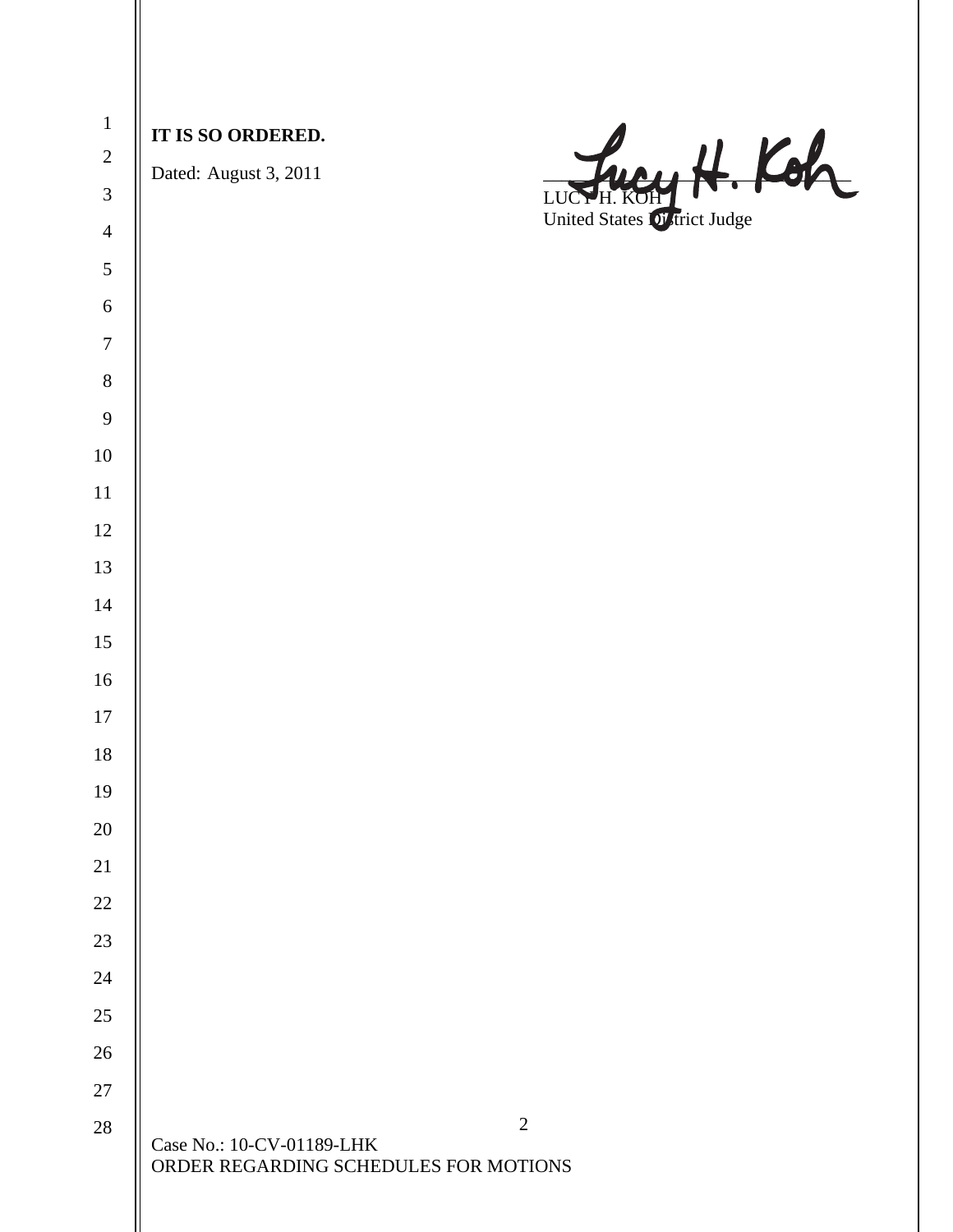**IT IS SO ORDERED.**

Dated: August 3, 2011

LUCY H. KOH
United States District Judge